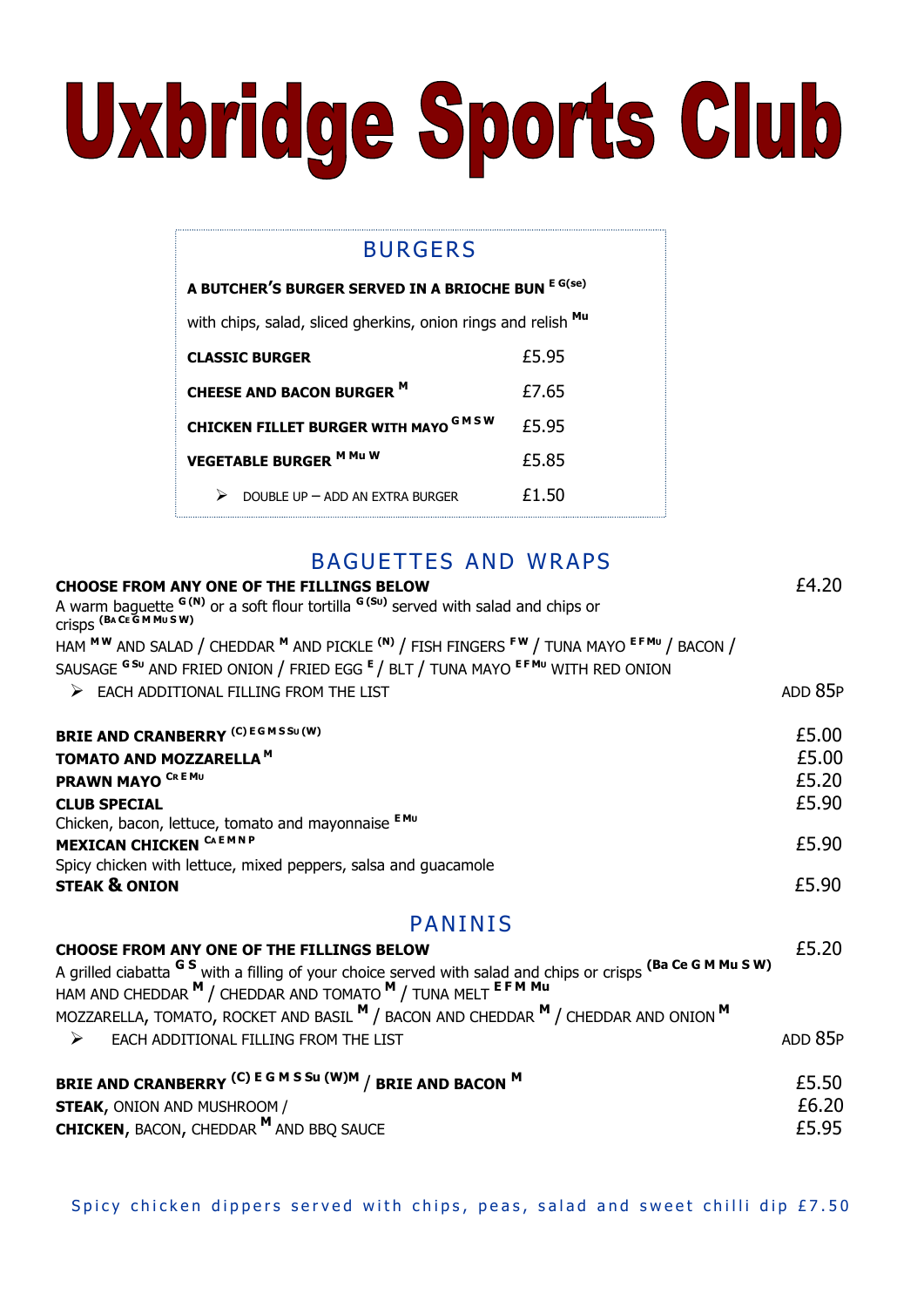# Uxbridge Sports Club

## BURGERS

**A BUTCHER'S BURGER SERVED IN A BRIOCHE BUN** [E G(se)]

with chips, salad, sliced gherkins, onion rings and relish [Mu]

| | |
|---|---|
| **CLASSIC BURGER** | £5.95 |
| **CHEESE AND BACON BURGER** [M] | £7.65 |
| **CHICKEN FILLET BURGER WITH MAYO** [G M S W] | £5.95 |
| **VEGETABLE BURGER** [M Mu W] | £5.85 |
| ➢ DOUBLE UP – ADD AN EXTRA BURGER | £1.50 |

## BAGUETTES AND WRAPS

**CHOOSE FROM ANY ONE OF THE FILLINGS BELOW** — £4.20

A warm baguette [G (N)] or a soft flour tortilla [G (Su)] served with salad and chips or crisps [(Ba Ce G M Mu S W)]

HAM [M W] AND SALAD / CHEDDAR [M] AND PICKLE [(N)] / FISH FINGERS [F W] / TUNA MAYO [E F Mu] / BACON / SAUSAGE [G Su] AND FRIED ONION / FRIED EGG [E] / BLT / TUNA MAYO [E F Mu] WITH RED ONION

➢ EACH ADDITIONAL FILLING FROM THE LIST — ADD 85P

| | |
|---|---|
| **BRIE AND CRANBERRY** [(C) E G M S Su (W)] | £5.00 |
| **TOMATO AND MOZZARELLA** [M] | £5.00 |
| **PRAWN MAYO** [Cr E Mu] | £5.20 |
| **CLUB SPECIAL**<br>Chicken, bacon, lettuce, tomato and mayonnaise [E Mu] | £5.90 |
| **MEXICAN CHICKEN** [Ca E M N P]<br>Spicy chicken with lettuce, mixed peppers, salsa and guacamole | £5.90 |
| **STEAK & ONION** | £5.90 |

## PANINIS

**CHOOSE FROM ANY ONE OF THE FILLINGS BELOW** — £5.20

A grilled ciabatta [G S] with a filling of your choice served with salad and chips or crisps [(Ba Ce G M Mu S W)]

HAM AND CHEDDAR [M] / CHEDDAR AND TOMATO [M] / TUNA MELT [E F M Mu] MOZZARELLA, TOMATO, ROCKET AND BASIL [M] / BACON AND CHEDDAR [M] / CHEDDAR AND ONION [M]

➢ EACH ADDITIONAL FILLING FROM THE LIST — ADD 85P

| | |
|---|---|
| **BRIE AND CRANBERRY** [(C) E G M S Su (W)M] / **BRIE AND BACON** [M] | £5.50 |
| **STEAK**, ONION AND MUSHROOM / | £6.20 |
| **CHICKEN**, BACON, CHEDDAR [M] AND BBQ SAUCE | £5.95 |

Spicy chicken dippers served with chips, peas, salad and sweet chilli dip £7.50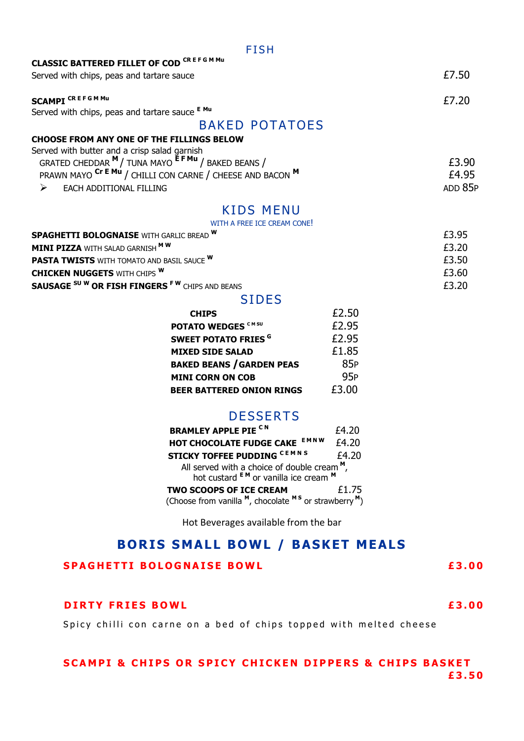## FISH

**CLASSIC BATTERED FILLET OF COD** CR E F G M Mu
Served with chips, peas and tartare sauce — £7.50

**SCAMPI** CR E F G M Mu
Served with chips, peas and tartare sauce E Mu — £7.20

## BAKED POTATOES

**CHOOSE FROM ANY ONE OF THE FILLINGS BELOW**
Served with butter and a crisp salad garnish

GRATED CHEDDAR M / TUNA MAYO E F Mu / BAKED BEANS / — £3.90
PRAWN MAYO Cr E Mu / CHILLI CON CARNE / CHEESE AND BACON M — £4.95

- EACH ADDITIONAL FILLING — ADD 85P

## KIDS MENU

WITH A FREE ICE CREAM CONE!

| | |
|---|---|
| **SPAGHETTI BOLOGNAISE** WITH GARLIC BREAD W | £3.95 |
| **MINI PIZZA** WITH SALAD GARNISH M W | £3.20 |
| **PASTA TWISTS** WITH TOMATO AND BASIL SAUCE W | £3.50 |
| **CHICKEN NUGGETS** WITH CHIPS W | £3.60 |
| **SAUSAGE** SU W **OR FISH FINGERS** F W CHIPS AND BEANS | £3.20 |

## SIDES

| | |
|---|---|
| **CHIPS** | £2.50 |
| **POTATO WEDGES** C M SU | £2.95 |
| **SWEET POTATO FRIES** G | £2.95 |
| **MIXED SIDE SALAD** | £1.85 |
| **BAKED BEANS / GARDEN PEAS** | 85P |
| **MINI CORN ON COB** | 95P |
| **BEER BATTERED ONION RINGS** | £3.00 |

## DESSERTS

| | |
|---|---|
| **BRAMLEY APPLE PIE** C N | £4.20 |
| **HOT CHOCOLATE FUDGE CAKE** E M N W | £4.20 |
| **STICKY TOFFEE PUDDING** C E M N S | £4.20 |

All served with a choice of double cream M, hot custard E M or vanilla ice cream M

**TWO SCOOPS OF ICE CREAM** — £1.75
(Choose from vanilla M, chocolate M S or strawberry M)

Hot Beverages available from the bar

## BORIS SMALL BOWL / BASKET MEALS

**SPAGHETTI BOLOGNAISE BOWL** — **£3.00**

**DIRTY FRIES BOWL** — **£3.00**
Spicy chilli con carne on a bed of chips topped with melted cheese

**SCAMPI & CHIPS OR SPICY CHICKEN DIPPERS & CHIPS BASKET** — **£3.50**